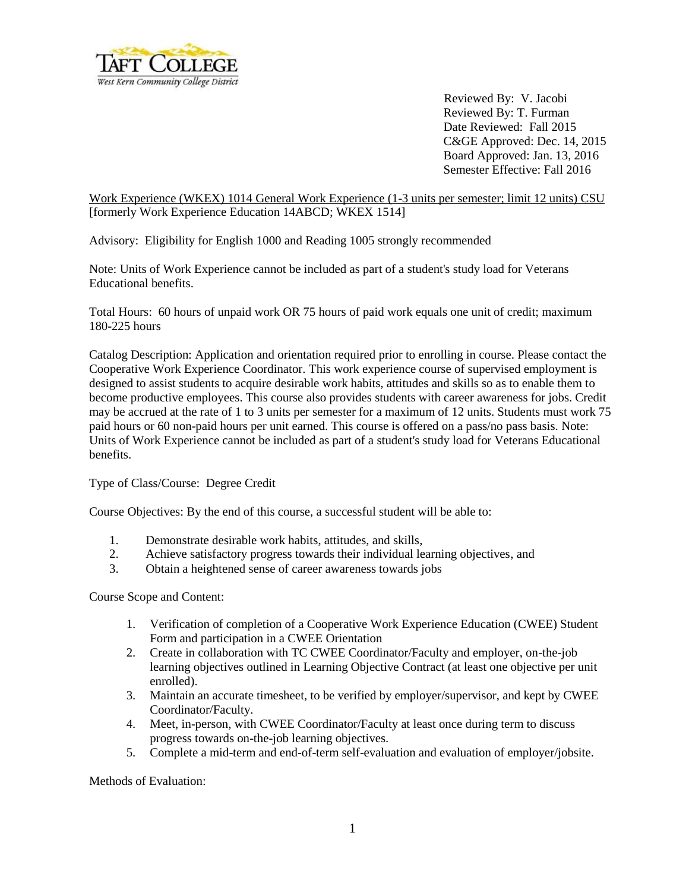TAFT COLLEGE
West Kern Community College District

Reviewed By: V. Jacobi
Reviewed By: T. Furman
Date Reviewed: Fall 2015
C&GE Approved: Dec. 14, 2015
Board Approved: Jan. 13, 2016
Semester Effective: Fall 2016

Work Experience (WKEX) 1014 General Work Experience (1-3 units per semester; limit 12 units) CSU
[formerly Work Experience Education 14ABCD; WKEX 1514]

Advisory: Eligibility for English 1000 and Reading 1005 strongly recommended

Note: Units of Work Experience cannot be included as part of a student's study load for Veterans Educational benefits.

Total Hours: 60 hours of unpaid work OR 75 hours of paid work equals one unit of credit; maximum 180-225 hours

Catalog Description: Application and orientation required prior to enrolling in course. Please contact the Cooperative Work Experience Coordinator. This work experience course of supervised employment is designed to assist students to acquire desirable work habits, attitudes and skills so as to enable them to become productive employees. This course also provides students with career awareness for jobs. Credit may be accrued at the rate of 1 to 3 units per semester for a maximum of 12 units. Students must work 75 paid hours or 60 non-paid hours per unit earned. This course is offered on a pass/no pass basis. Note: Units of Work Experience cannot be included as part of a student's study load for Veterans Educational benefits.

Type of Class/Course: Degree Credit

Course Objectives: By the end of this course, a successful student will be able to:

1. Demonstrate desirable work habits, attitudes, and skills,
2. Achieve satisfactory progress towards their individual learning objectives, and
3. Obtain a heightened sense of career awareness towards jobs

Course Scope and Content:

1. Verification of completion of a Cooperative Work Experience Education (CWEE) Student Form and participation in a CWEE Orientation
2. Create in collaboration with TC CWEE Coordinator/Faculty and employer, on-the-job learning objectives outlined in Learning Objective Contract (at least one objective per unit enrolled).
3. Maintain an accurate timesheet, to be verified by employer/supervisor, and kept by CWEE Coordinator/Faculty.
4. Meet, in-person, with CWEE Coordinator/Faculty at least once during term to discuss progress towards on-the-job learning objectives.
5. Complete a mid-term and end-of-term self-evaluation and evaluation of employer/jobsite.

Methods of Evaluation: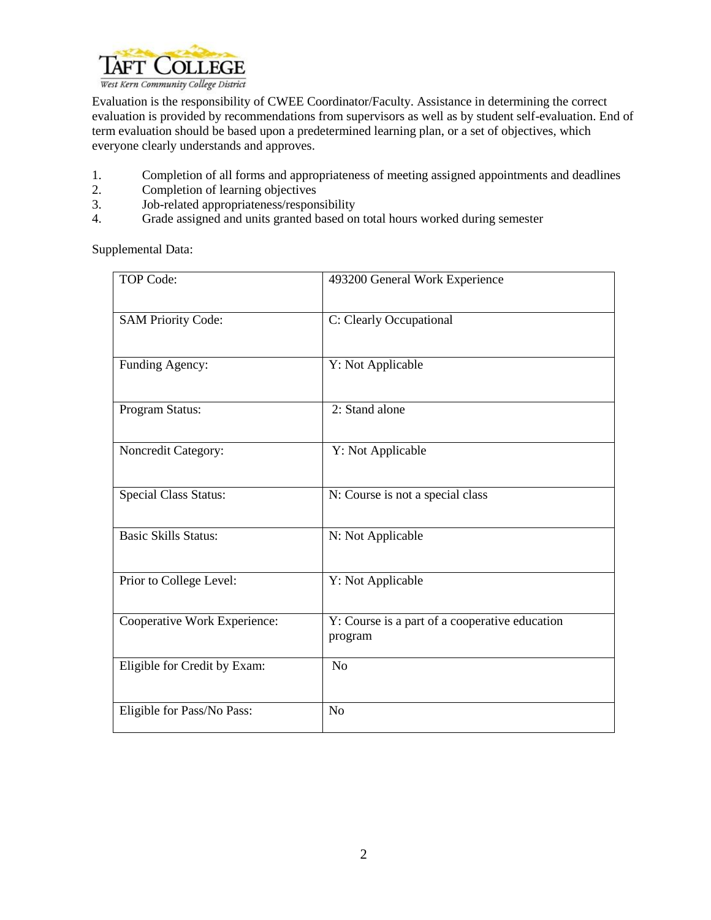Evaluation is the responsibility of CWEE Coordinator/Faculty. Assistance in determining the correct evaluation is provided by recommendations from supervisors as well as by student self-evaluation. End of term evaluation should be based upon a predetermined learning plan, or a set of objectives, which everyone clearly understands and approves.

1. Completion of all forms and appropriateness of meeting assigned appointments and deadlines
2. Completion of learning objectives
3. Job-related appropriateness/responsibility
4. Grade assigned and units granted based on total hours worked during semester

Supplemental Data:

| | |
|---|---|
| TOP Code: | 493200 General Work Experience |
| SAM Priority Code: | C: Clearly Occupational |
| Funding Agency: | Y: Not Applicable |
| Program Status: | 2: Stand alone |
| Noncredit Category: | Y: Not Applicable |
| Special Class Status: | N: Course is not a special class |
| Basic Skills Status: | N: Not Applicable |
| Prior to College Level: | Y: Not Applicable |
| Cooperative Work Experience: | Y: Course is a part of a cooperative education program |
| Eligible for Credit by Exam: | No |
| Eligible for Pass/No Pass: | No |